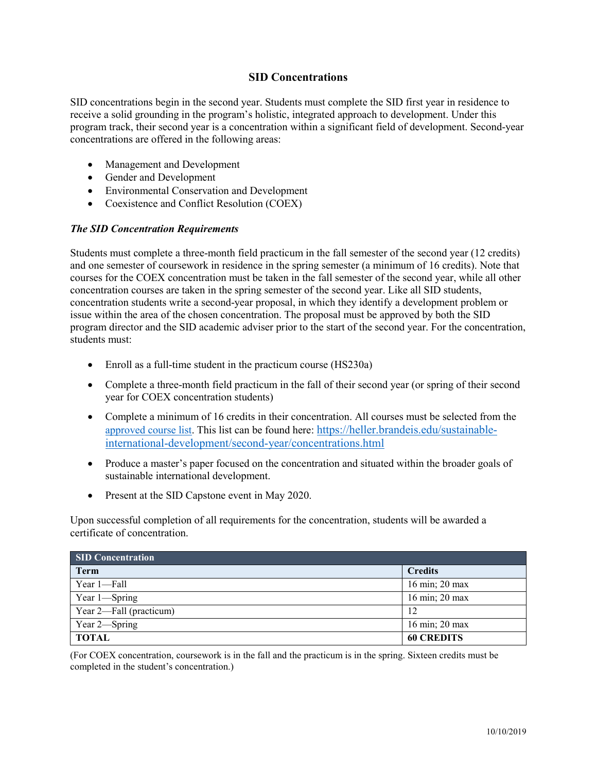# SID Concentrations

SID concentrations begin in the second year. Students must complete the SID first year in residence to receive a solid grounding in the program's holistic, integrated approach to development. Under this program track, their second year is a concentration within a significant field of development. Second-year concentrations are offered in the following areas:

- Management and Development
- Gender and Development
- Environmental Conservation and Development
- Coexistence and Conflict Resolution (COEX)

### *The SID Concentration Requirements*

Students must complete a three-month field practicum in the fall semester of the second year (12 credits) and one semester of coursework in residence in the spring semester (a minimum of 16 credits). Note that courses for the COEX concentration must be taken in the fall semester of the second year, while all other concentration courses are taken in the spring semester of the second year. Like all SID students, concentration students write a second-year proposal, in which they identify a development problem or issue within the area of the chosen concentration. The proposal must be approved by both the SID program director and the SID academic adviser prior to the start of the second year. For the concentration, students must:

- Enroll as a full-time student in the practicum course (HS230a)
- Complete a three-month field practicum in the fall of their second year (or spring of their second year for COEX concentration students)
- Complete a minimum of 16 credits in their concentration. All courses must be selected from the approved course list. This list can be found here: https://heller.brandeis.edu/sustainable-international-development/second-year/concentrations.html
- Produce a master's paper focused on the concentration and situated within the broader goals of sustainable international development.
- Present at the SID Capstone event in May 2020.

Upon successful completion of all requirements for the concentration, students will be awarded a certificate of concentration.

| SID Concentration | |
|---|---|
| **Term** | **Credits** |
| Year 1—Fall | 16 min; 20 max |
| Year 1—Spring | 16 min; 20 max |
| Year 2—Fall (practicum) | 12 |
| Year 2—Spring | 16 min; 20 max |
| **TOTAL** | **60 CREDITS** |

(For COEX concentration, coursework is in the fall and the practicum is in the spring. Sixteen credits must be completed in the student's concentration.)

10/10/2019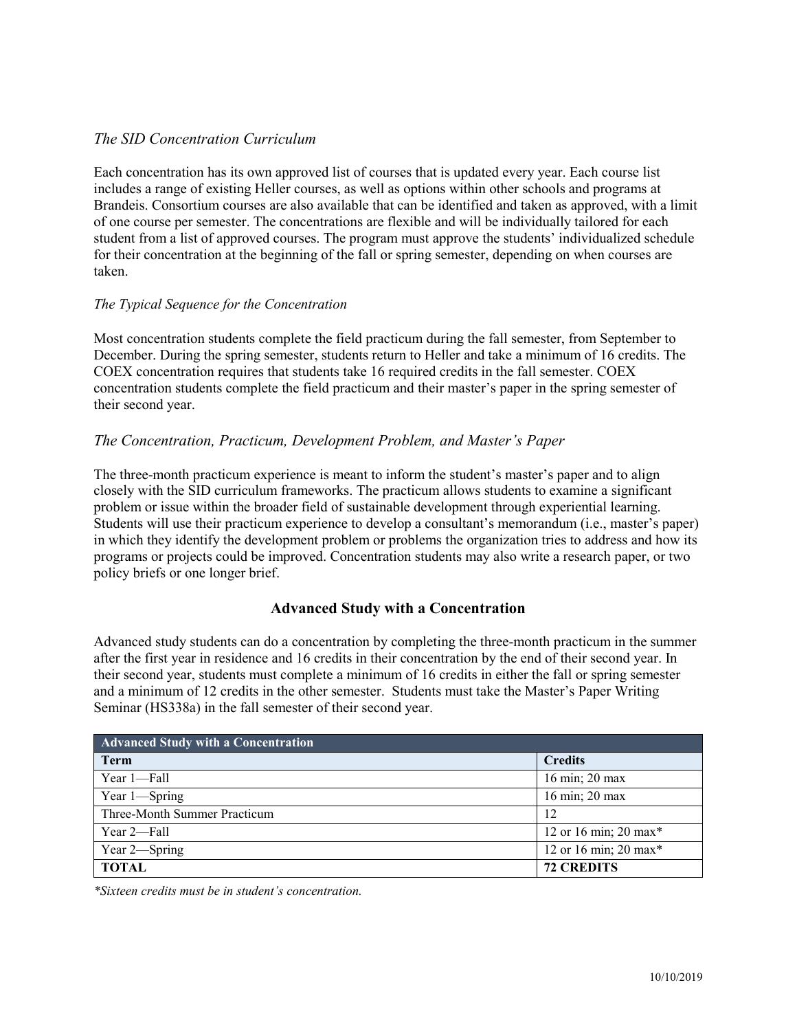*The SID Concentration Curriculum*

Each concentration has its own approved list of courses that is updated every year. Each course list includes a range of existing Heller courses, as well as options within other schools and programs at Brandeis. Consortium courses are also available that can be identified and taken as approved, with a limit of one course per semester. The concentrations are flexible and will be individually tailored for each student from a list of approved courses. The program must approve the students' individualized schedule for their concentration at the beginning of the fall or spring semester, depending on when courses are taken.

*The Typical Sequence for the Concentration*

Most concentration students complete the field practicum during the fall semester, from September to December. During the spring semester, students return to Heller and take a minimum of 16 credits. The COEX concentration requires that students take 16 required credits in the fall semester. COEX concentration students complete the field practicum and their master's paper in the spring semester of their second year.

*The Concentration, Practicum, Development Problem, and Master's Paper*

The three-month practicum experience is meant to inform the student's master's paper and to align closely with the SID curriculum frameworks. The practicum allows students to examine a significant problem or issue within the broader field of sustainable development through experiential learning. Students will use their practicum experience to develop a consultant's memorandum (i.e., master's paper) in which they identify the development problem or problems the organization tries to address and how its programs or projects could be improved. Concentration students may also write a research paper, or two policy briefs or one longer brief.

## Advanced Study with a Concentration

Advanced study students can do a concentration by completing the three-month practicum in the summer after the first year in residence and 16 credits in their concentration by the end of their second year. In their second year, students must complete a minimum of 16 credits in either the fall or spring semester and a minimum of 12 credits in the other semester. Students must take the Master's Paper Writing Seminar (HS338a) in the fall semester of their second year.

| Advanced Study with a Concentration | |
|---|---|
| **Term** | **Credits** |
| Year 1—Fall | 16 min; 20 max |
| Year 1—Spring | 16 min; 20 max |
| Three-Month Summer Practicum | 12 |
| Year 2—Fall | 12 or 16 min; 20 max* |
| Year 2—Spring | 12 or 16 min; 20 max* |
| **TOTAL** | **72 CREDITS** |

*\*Sixteen credits must be in student's concentration.*

10/10/2019